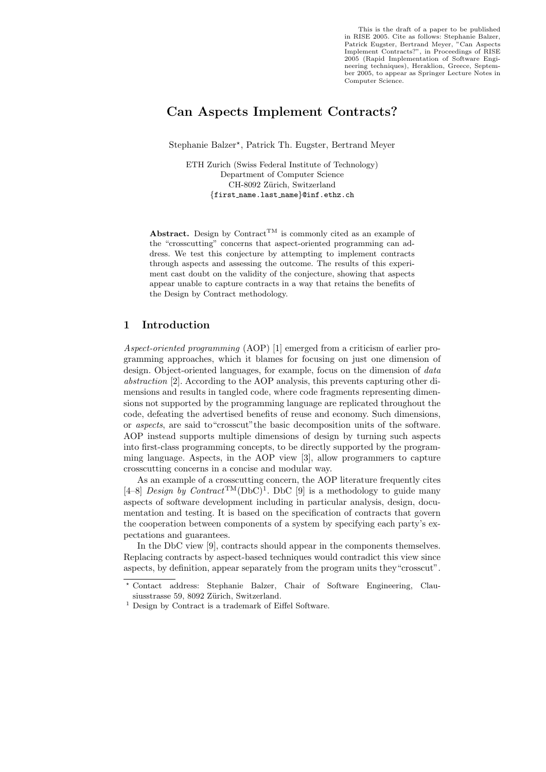This is the draft of a paper to be published in RISE 2005. Cite as follows: Stephanie Balzer, Patrick Eugster, Bertrand Meyer, "Can Aspects Implement Contracts?", in Proceedings of RISE 2005 (Rapid Implementation of Software Engineering techniques), Heraklion, Greece, September 2005, to appear as Springer Lecture Notes in Computer Science.

# Can Aspects Implement Contracts?

Stephanie Balzer*, Patrick Th. Eugster, Bertrand Meyer

ETH Zurich (Swiss Federal Institute of Technology)
Department of Computer Science
CH-8092 Zürich, Switzerland
{first_name.last_name}@inf.ethz.ch

**Abstract.** Design by Contract$^{\mathrm{TM}}$ is commonly cited as an example of the "crosscutting" concerns that aspect-oriented programming can address. We test this conjecture by attempting to implement contracts through aspects and assessing the outcome. The results of this experiment cast doubt on the validity of the conjecture, showing that aspects appear unable to capture contracts in a way that retains the benefits of the Design by Contract methodology.

## 1 Introduction

*Aspect-oriented programming* (AOP) [1] emerged from a criticism of earlier programming approaches, which it blames for focusing on just one dimension of design. Object-oriented languages, for example, focus on the dimension of *data abstraction* [2]. According to the AOP analysis, this prevents capturing other dimensions and results in tangled code, where code fragments representing dimensions not supported by the programming language are replicated throughout the code, defeating the advertised benefits of reuse and economy. Such dimensions, or *aspects*, are said to"crosscut"the basic decomposition units of the software. AOP instead supports multiple dimensions of design by turning such aspects into first-class programming concepts, to be directly supported by the programming language. Aspects, in the AOP view [3], allow programmers to capture crosscutting concerns in a concise and modular way.

As an example of a crosscutting concern, the AOP literature frequently cites [4–8] *Design by Contract*$^{\mathrm{TM}}$(DbC)[1]. DbC [9] is a methodology to guide many aspects of software development including in particular analysis, design, documentation and testing. It is based on the specification of contracts that govern the cooperation between components of a system by specifying each party's expectations and guarantees.

In the DbC view [9], contracts should appear in the components themselves. Replacing contracts by aspect-based techniques would contradict this view since aspects, by definition, appear separately from the program units they"crosscut".

* Contact address: Stephanie Balzer, Chair of Software Engineering, Clausiusstrasse 59, 8092 Zürich, Switzerland.

[1] Design by Contract is a trademark of Eiffel Software.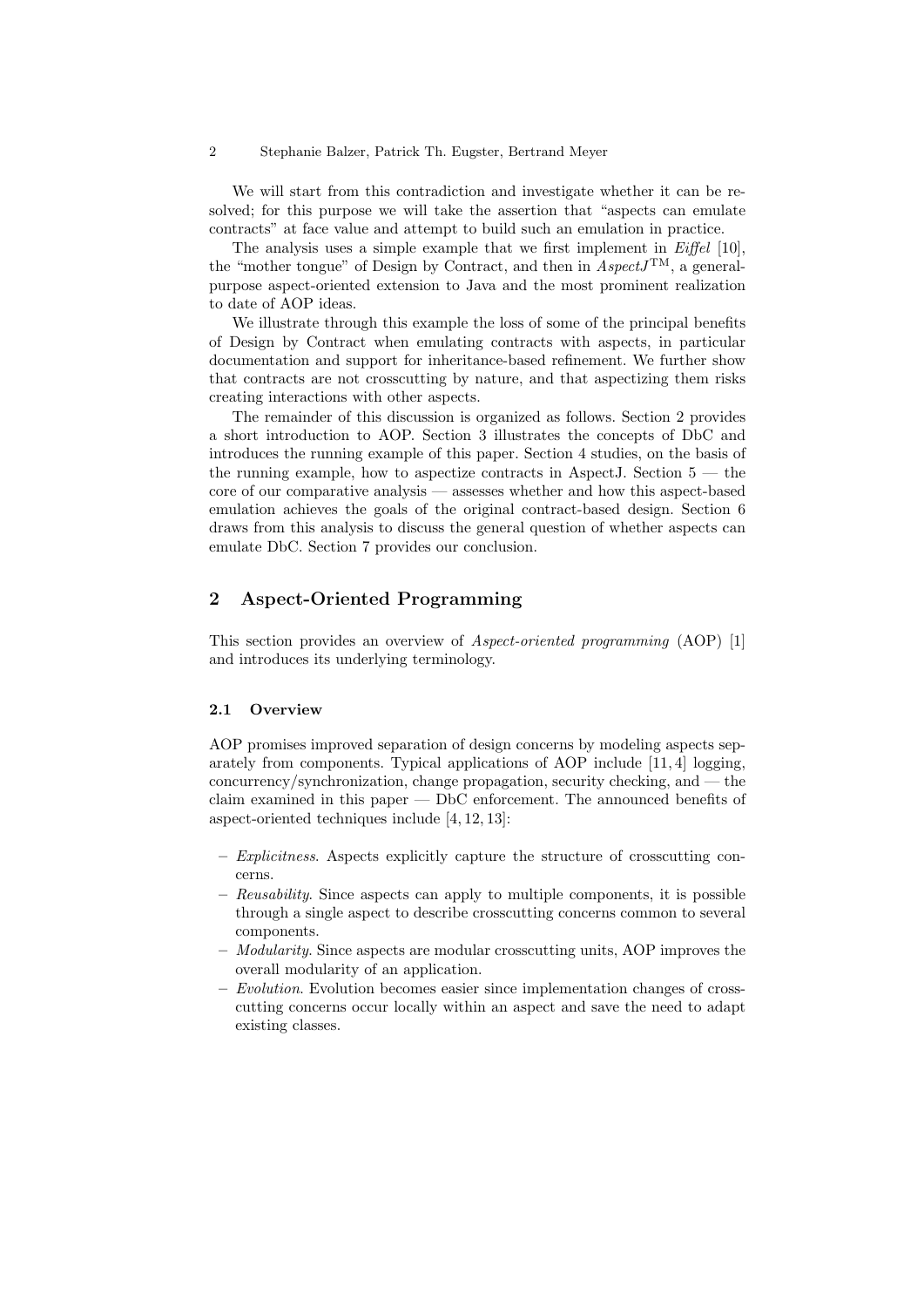We will start from this contradiction and investigate whether it can be resolved; for this purpose we will take the assertion that "aspects can emulate contracts" at face value and attempt to build such an emulation in practice.

The analysis uses a simple example that we first implement in *Eiffel* [10], the "mother tongue" of Design by Contract, and then in *AspectJ*™, a general-purpose aspect-oriented extension to Java and the most prominent realization to date of AOP ideas.

We illustrate through this example the loss of some of the principal benefits of Design by Contract when emulating contracts with aspects, in particular documentation and support for inheritance-based refinement. We further show that contracts are not crosscutting by nature, and that aspectizing them risks creating interactions with other aspects.

The remainder of this discussion is organized as follows. Section 2 provides a short introduction to AOP. Section 3 illustrates the concepts of DbC and introduces the running example of this paper. Section 4 studies, on the basis of the running example, how to aspectize contracts in AspectJ. Section 5 — the core of our comparative analysis — assesses whether and how this aspect-based emulation achieves the goals of the original contract-based design. Section 6 draws from this analysis to discuss the general question of whether aspects can emulate DbC. Section 7 provides our conclusion.

## 2 Aspect-Oriented Programming

This section provides an overview of *Aspect-oriented programming* (AOP) [1] and introduces its underlying terminology.

### 2.1 Overview

AOP promises improved separation of design concerns by modeling aspects separately from components. Typical applications of AOP include [11, 4] logging, concurrency/synchronization, change propagation, security checking, and — the claim examined in this paper — DbC enforcement. The announced benefits of aspect-oriented techniques include [4, 12, 13]:

- *Explicitness*. Aspects explicitly capture the structure of crosscutting concerns.
- *Reusability*. Since aspects can apply to multiple components, it is possible through a single aspect to describe crosscutting concerns common to several components.
- *Modularity*. Since aspects are modular crosscutting units, AOP improves the overall modularity of an application.
- *Evolution*. Evolution becomes easier since implementation changes of crosscutting concerns occur locally within an aspect and save the need to adapt existing classes.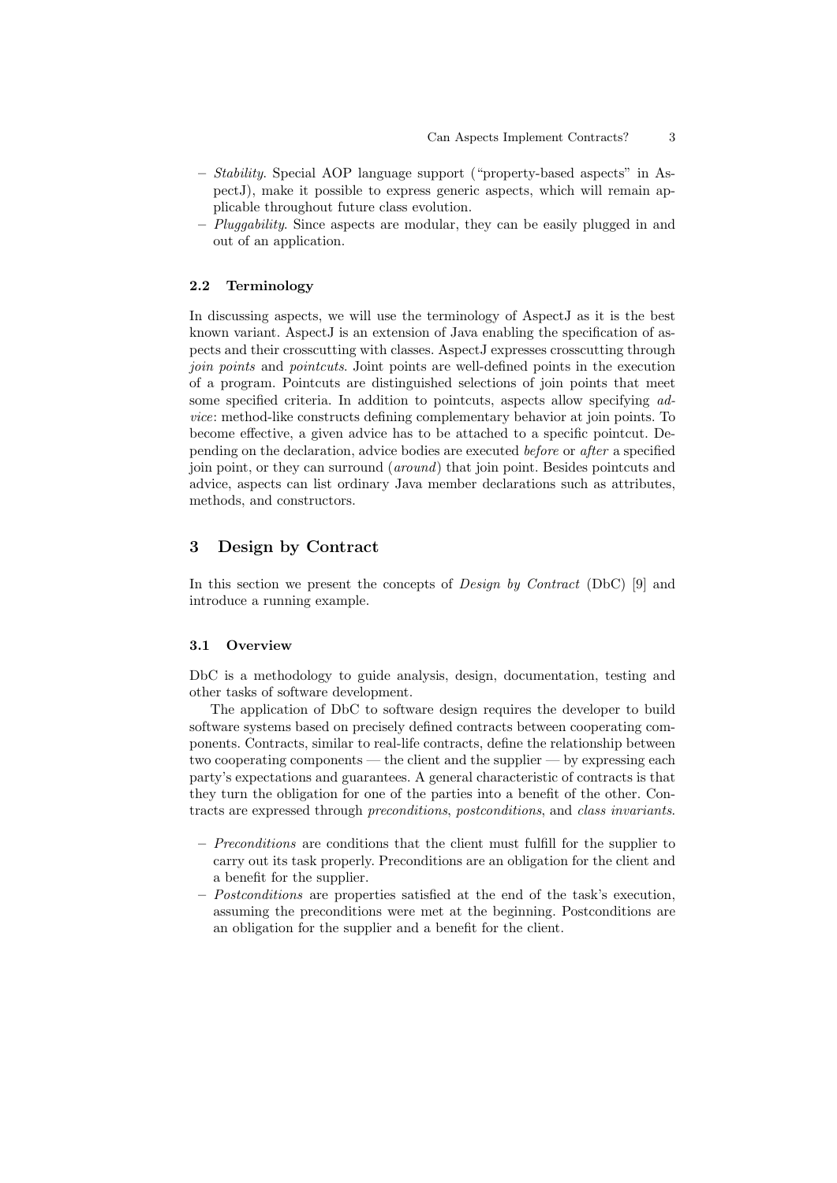- *Stability*. Special AOP language support ("property-based aspects" in AspectJ), make it possible to express generic aspects, which will remain applicable throughout future class evolution.
- *Pluggability*. Since aspects are modular, they can be easily plugged in and out of an application.

### 2.2 Terminology

In discussing aspects, we will use the terminology of AspectJ as it is the best known variant. AspectJ is an extension of Java enabling the specification of aspects and their crosscutting with classes. AspectJ expresses crosscutting through *join points* and *pointcuts*. Joint points are well-defined points in the execution of a program. Pointcuts are distinguished selections of join points that meet some specified criteria. In addition to pointcuts, aspects allow specifying *advice*: method-like constructs defining complementary behavior at join points. To become effective, a given advice has to be attached to a specific pointcut. Depending on the declaration, advice bodies are executed *before* or *after* a specified join point, or they can surround (*around*) that join point. Besides pointcuts and advice, aspects can list ordinary Java member declarations such as attributes, methods, and constructors.

## 3 Design by Contract

In this section we present the concepts of *Design by Contract* (DbC) [9] and introduce a running example.

### 3.1 Overview

DbC is a methodology to guide analysis, design, documentation, testing and other tasks of software development.

The application of DbC to software design requires the developer to build software systems based on precisely defined contracts between cooperating components. Contracts, similar to real-life contracts, define the relationship between two cooperating components — the client and the supplier — by expressing each party's expectations and guarantees. A general characteristic of contracts is that they turn the obligation for one of the parties into a benefit of the other. Contracts are expressed through *preconditions*, *postconditions*, and *class invariants*.

- *Preconditions* are conditions that the client must fulfill for the supplier to carry out its task properly. Preconditions are an obligation for the client and a benefit for the supplier.
- *Postconditions* are properties satisfied at the end of the task's execution, assuming the preconditions were met at the beginning. Postconditions are an obligation for the supplier and a benefit for the client.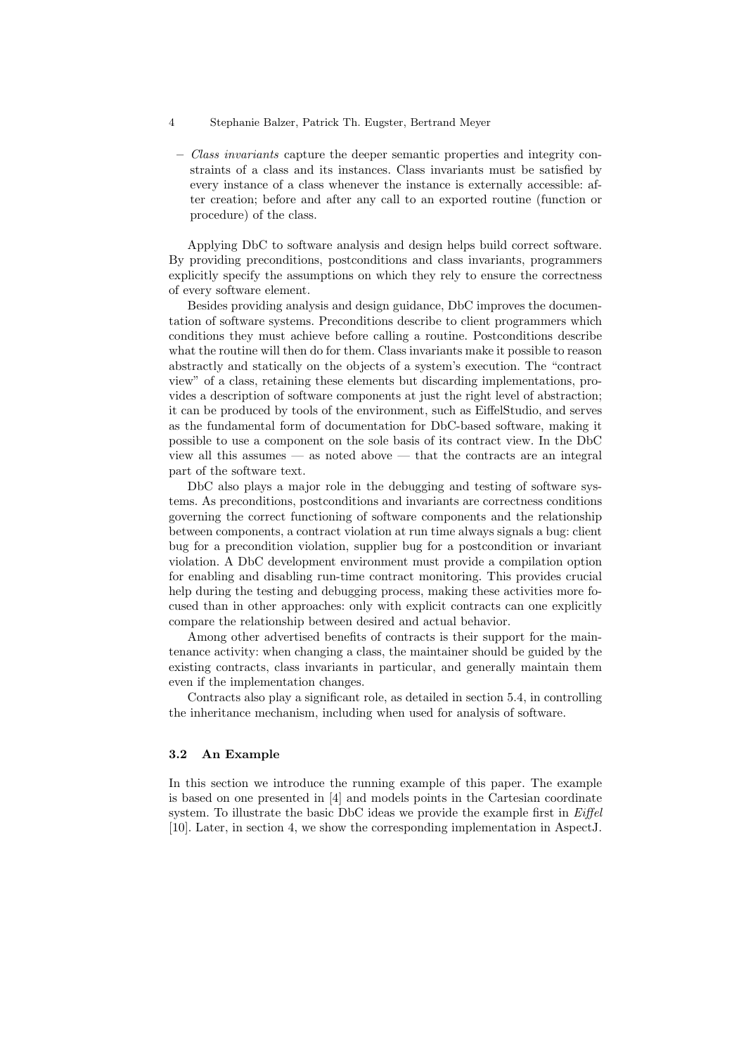– *Class invariants* capture the deeper semantic properties and integrity constraints of a class and its instances. Class invariants must be satisfied by every instance of a class whenever the instance is externally accessible: after creation; before and after any call to an exported routine (function or procedure) of the class.

Applying DbC to software analysis and design helps build correct software. By providing preconditions, postconditions and class invariants, programmers explicitly specify the assumptions on which they rely to ensure the correctness of every software element.

Besides providing analysis and design guidance, DbC improves the documentation of software systems. Preconditions describe to client programmers which conditions they must achieve before calling a routine. Postconditions describe what the routine will then do for them. Class invariants make it possible to reason abstractly and statically on the objects of a system's execution. The "contract view" of a class, retaining these elements but discarding implementations, provides a description of software components at just the right level of abstraction; it can be produced by tools of the environment, such as EiffelStudio, and serves as the fundamental form of documentation for DbC-based software, making it possible to use a component on the sole basis of its contract view. In the DbC view all this assumes — as noted above — that the contracts are an integral part of the software text.

DbC also plays a major role in the debugging and testing of software systems. As preconditions, postconditions and invariants are correctness conditions governing the correct functioning of software components and the relationship between components, a contract violation at run time always signals a bug: client bug for a precondition violation, supplier bug for a postcondition or invariant violation. A DbC development environment must provide a compilation option for enabling and disabling run-time contract monitoring. This provides crucial help during the testing and debugging process, making these activities more focused than in other approaches: only with explicit contracts can one explicitly compare the relationship between desired and actual behavior.

Among other advertised benefits of contracts is their support for the maintenance activity: when changing a class, the maintainer should be guided by the existing contracts, class invariants in particular, and generally maintain them even if the implementation changes.

Contracts also play a significant role, as detailed in section 5.4, in controlling the inheritance mechanism, including when used for analysis of software.

### 3.2 An Example

In this section we introduce the running example of this paper. The example is based on one presented in [4] and models points in the Cartesian coordinate system. To illustrate the basic DbC ideas we provide the example first in *Eiffel* [10]. Later, in section 4, we show the corresponding implementation in AspectJ.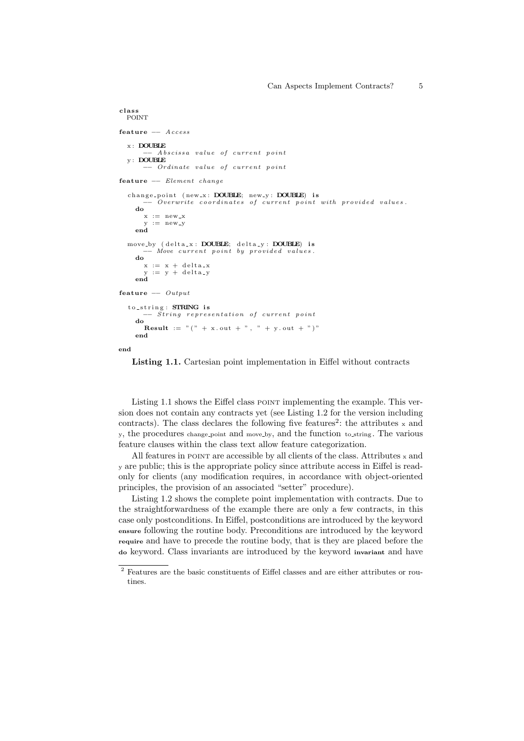```
class
  POINT

feature -- Access

  x: DOUBLE
      -- Abscissa value of current point
  y: DOUBLE
      -- Ordinate value of current point

feature -- Element change

  change_point (new_x: DOUBLE; new_y: DOUBLE) is
      -- Overwrite coordinates of current point with provided values.
    do
      x := new_x
      y := new_y
    end

  move_by (delta_x: DOUBLE; delta_y: DOUBLE) is
      -- Move current point by provided values.
    do
      x := x + delta_x
      y := y + delta_y
    end

feature -- Output

  to_string: STRING is
      -- String representation of current point
    do
      Result := "(" + x.out + ", " + y.out + ")"
    end

end
```

**Listing 1.1.** Cartesian point implementation in Eiffel without contracts

Listing 1.1 shows the Eiffel class POINT implementing the example. This version does not contain any contracts yet (see Listing 1.2 for the version including contracts). The class declares the following five features[2]: the attributes x and y, the procedures change_point and move_by, and the function to_string. The various feature clauses within the class text allow feature categorization.

All features in POINT are accessible by all clients of the class. Attributes x and y are public; this is the appropriate policy since attribute access in Eiffel is read-only for clients (any modification requires, in accordance with object-oriented principles, the provision of an associated "setter" procedure).

Listing 1.2 shows the complete point implementation with contracts. Due to the straightforwardness of the example there are only a few contracts, in this case only postconditions. In Eiffel, postconditions are introduced by the keyword **ensure** following the routine body. Preconditions are introduced by the keyword **require** and have to precede the routine body, that is they are placed before the **do** keyword. Class invariants are introduced by the keyword **invariant** and have

---

[2] Features are the basic constituents of Eiffel classes and are either attributes or routines.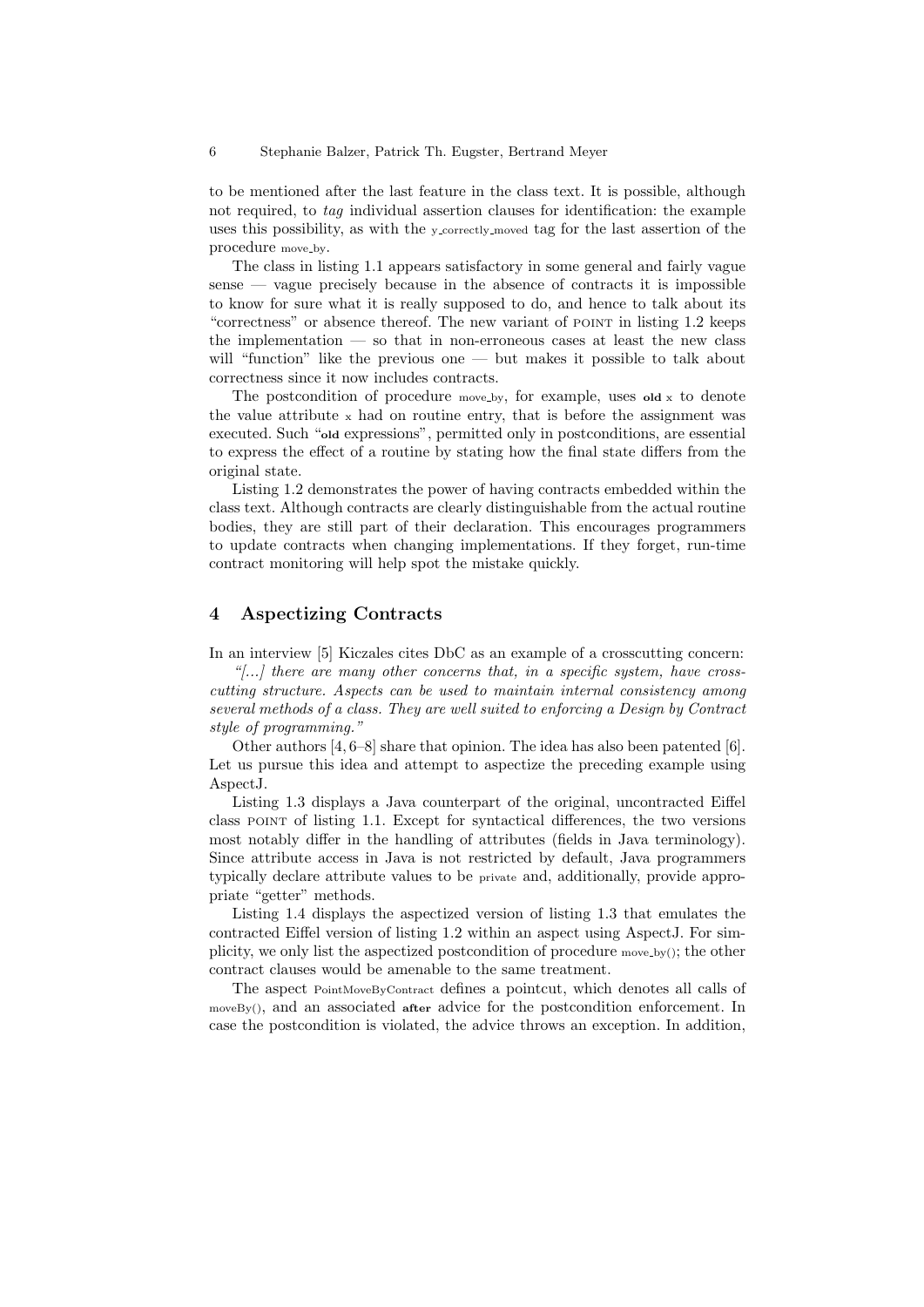to be mentioned after the last feature in the class text. It is possible, although not required, to *tag* individual assertion clauses for identification: the example uses this possibility, as with the y_correctly_moved tag for the last assertion of the procedure move_by.

The class in listing 1.1 appears satisfactory in some general and fairly vague sense — vague precisely because in the absence of contracts it is impossible to know for sure what it is really supposed to do, and hence to talk about its "correctness" or absence thereof. The new variant of POINT in listing 1.2 keeps the implementation — so that in non-erroneous cases at least the new class will "function" like the previous one — but makes it possible to talk about correctness since it now includes contracts.

The postcondition of procedure move_by, for example, uses **old** x to denote the value attribute x had on routine entry, that is before the assignment was executed. Such "**old** expressions", permitted only in postconditions, are essential to express the effect of a routine by stating how the final state differs from the original state.

Listing 1.2 demonstrates the power of having contracts embedded within the class text. Although contracts are clearly distinguishable from the actual routine bodies, they are still part of their declaration. This encourages programmers to update contracts when changing implementations. If they forget, run-time contract monitoring will help spot the mistake quickly.

## 4 Aspectizing Contracts

In an interview [5] Kiczales cites DbC as an example of a crosscutting concern:

*"[...] there are many other concerns that, in a specific system, have crosscutting structure. Aspects can be used to maintain internal consistency among several methods of a class. They are well suited to enforcing a Design by Contract style of programming."*

Other authors [4, 6–8] share that opinion. The idea has also been patented [6]. Let us pursue this idea and attempt to aspectize the preceding example using AspectJ.

Listing 1.3 displays a Java counterpart of the original, uncontracted Eiffel class POINT of listing 1.1. Except for syntactical differences, the two versions most notably differ in the handling of attributes (fields in Java terminology). Since attribute access in Java is not restricted by default, Java programmers typically declare attribute values to be private and, additionally, provide appropriate "getter" methods.

Listing 1.4 displays the aspectized version of listing 1.3 that emulates the contracted Eiffel version of listing 1.2 within an aspect using AspectJ. For simplicity, we only list the aspectized postcondition of procedure move_by(); the other contract clauses would be amenable to the same treatment.

The aspect PointMoveByContract defines a pointcut, which denotes all calls of moveBy(), and an associated **after** advice for the postcondition enforcement. In case the postcondition is violated, the advice throws an exception. In addition,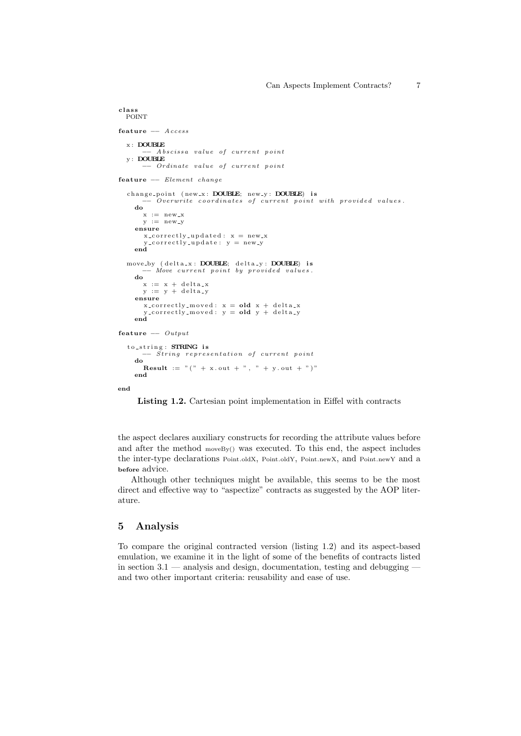```
class
  POINT

feature -- Access

  x: DOUBLE
      -- Abscissa value of current point
  y: DOUBLE
      -- Ordinate value of current point

feature -- Element change

  change_point (new_x: DOUBLE; new_y: DOUBLE) is
      -- Overwrite coordinates of current point with provided values.
    do
      x := new_x
      y := new_y
    ensure
      x_correctly_updated: x = new_x
      y_correctly_update: y = new_y
    end

  move_by (delta_x: DOUBLE; delta_y: DOUBLE) is
      -- Move current point by provided values.
    do
      x := x + delta_x
      y := y + delta_y
    ensure
      x_correctly_moved: x = old x + delta_x
      y_correctly_moved: y = old y + delta_y
    end

feature -- Output

  to_string: STRING is
      -- String representation of current point
    do
      Result := "(" + x.out + ", " + y.out + ")"
    end

end
```

**Listing 1.2.** Cartesian point implementation in Eiffel with contracts

the aspect declares auxiliary constructs for recording the attribute values before and after the method `moveBy()` was executed. To this end, the aspect includes the inter-type declarations `Point.oldX`, `Point.oldY`, `Point.newX`, and `Point.newY` and a **before** advice.

Although other techniques might be available, this seems to be the most direct and effective way to "aspectize" contracts as suggested by the AOP literature.

## 5 Analysis

To compare the original contracted version (listing 1.2) and its aspect-based emulation, we examine it in the light of some of the benefits of contracts listed in section 3.1 — analysis and design, documentation, testing and debugging — and two other important criteria: reusability and ease of use.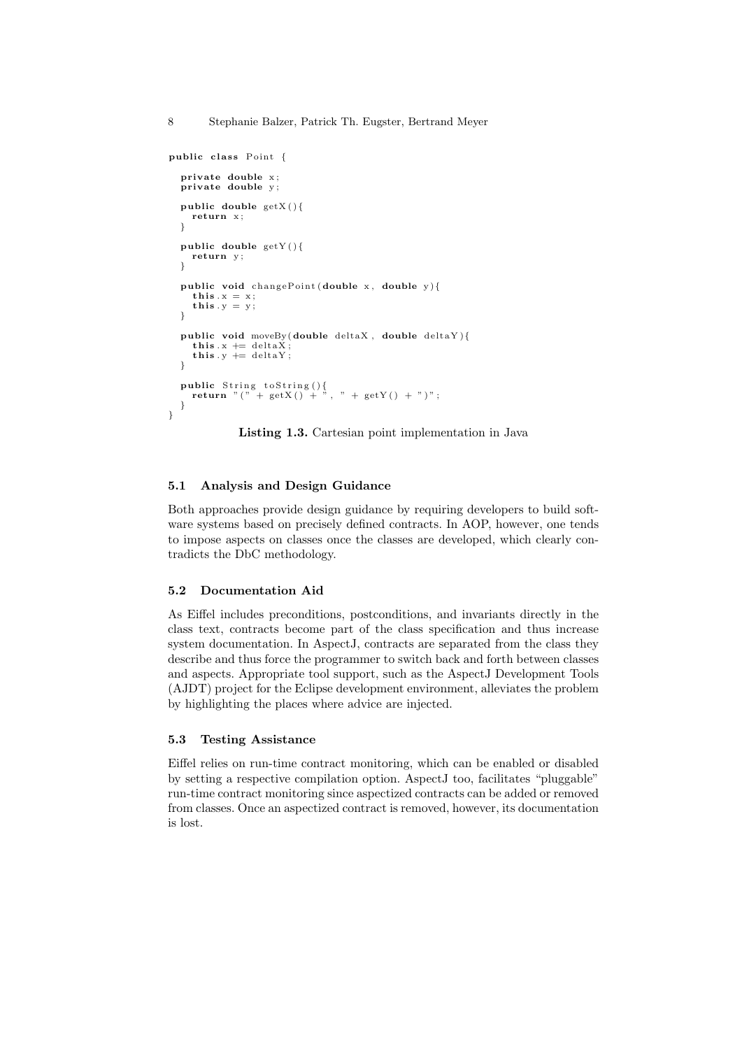```java
public class Point {

  private double x;
  private double y;

  public double getX(){
    return x;
  }

  public double getY(){
    return y;
  }

  public void changePoint(double x, double y){
    this.x = x;
    this.y = y;
  }

  public void moveBy(double deltaX, double deltaY){
    this.x += deltaX;
    this.y += deltaY;
  }

  public String toString(){
    return "(" + getX() + ", " + getY() + ")";
  }
}
```

**Listing 1.3.** Cartesian point implementation in Java

### 5.1 Analysis and Design Guidance

Both approaches provide design guidance by requiring developers to build software systems based on precisely defined contracts. In AOP, however, one tends to impose aspects on classes once the classes are developed, which clearly contradicts the DbC methodology.

### 5.2 Documentation Aid

As Eiffel includes preconditions, postconditions, and invariants directly in the class text, contracts become part of the class specification and thus increase system documentation. In AspectJ, contracts are separated from the class they describe and thus force the programmer to switch back and forth between classes and aspects. Appropriate tool support, such as the AspectJ Development Tools (AJDT) project for the Eclipse development environment, alleviates the problem by highlighting the places where advice are injected.

### 5.3 Testing Assistance

Eiffel relies on run-time contract monitoring, which can be enabled or disabled by setting a respective compilation option. AspectJ too, facilitates "pluggable" run-time contract monitoring since aspectized contracts can be added or removed from classes. Once an aspectized contract is removed, however, its documentation is lost.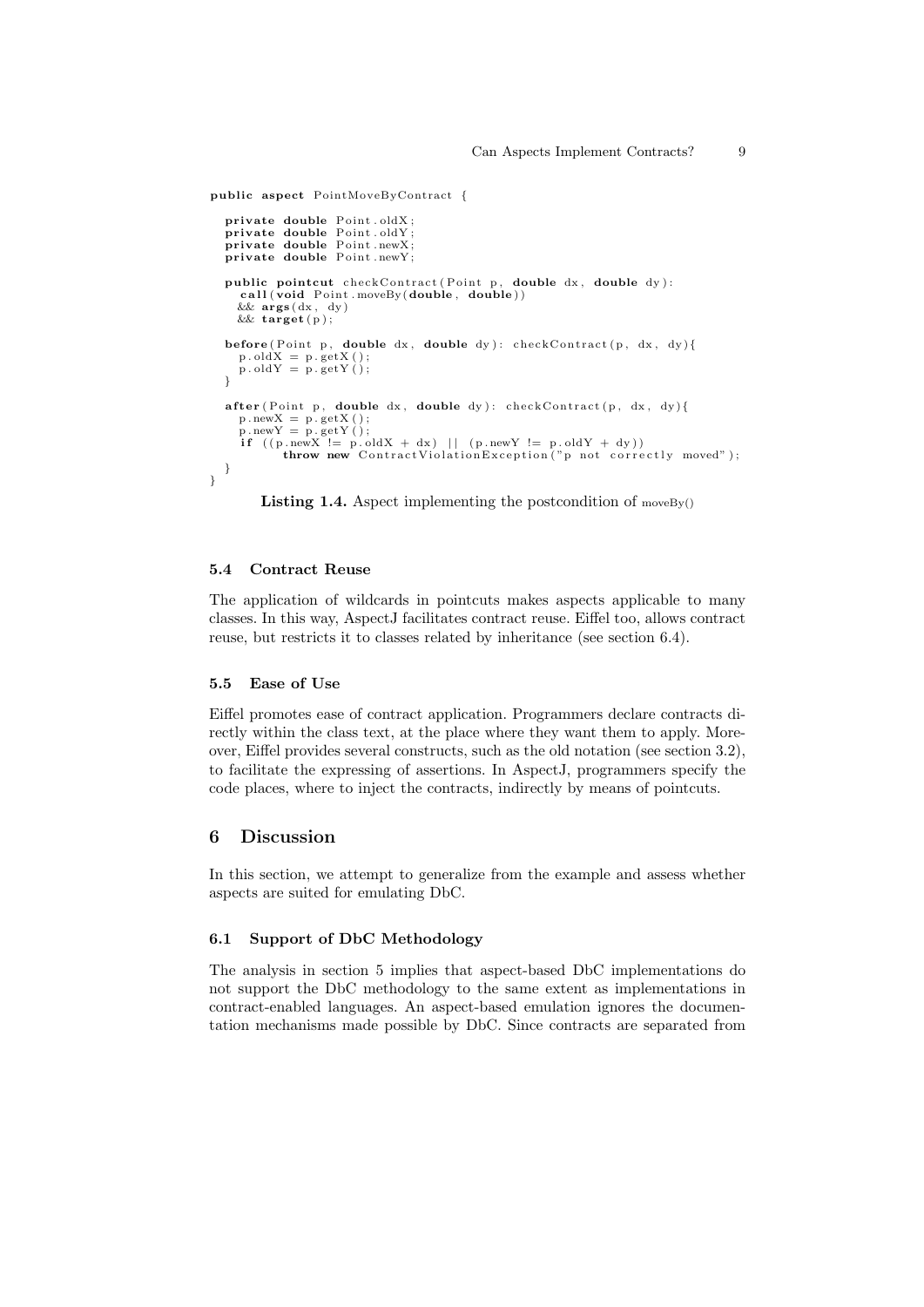```java
public aspect PointMoveByContract {

  private double Point.oldX;
  private double Point.oldY;
  private double Point.newX;
  private double Point.newY;

  public pointcut checkContract(Point p, double dx, double dy):
    call(void Point.moveBy(double, double))
    && args(dx, dy)
    && target(p);

  before(Point p, double dx, double dy): checkContract(p, dx, dy){
    p.oldX = p.getX();
    p.oldY = p.getY();
  }

  after(Point p, double dx, double dy): checkContract(p, dx, dy){
    p.newX = p.getX();
    p.newY = p.getY();
    if ((p.newX != p.oldX + dx) || (p.newY != p.oldY + dy))
          throw new ContractViolationException("p not correctly moved");
  }
}
```

**Listing 1.4.** Aspect implementing the postcondition of moveBy()

### 5.4 Contract Reuse

The application of wildcards in pointcuts makes aspects applicable to many classes. In this way, AspectJ facilitates contract reuse. Eiffel too, allows contract reuse, but restricts it to classes related by inheritance (see section 6.4).

### 5.5 Ease of Use

Eiffel promotes ease of contract application. Programmers declare contracts directly within the class text, at the place where they want them to apply. Moreover, Eiffel provides several constructs, such as the old notation (see section 3.2), to facilitate the expressing of assertions. In AspectJ, programmers specify the code places, where to inject the contracts, indirectly by means of pointcuts.

## 6 Discussion

In this section, we attempt to generalize from the example and assess whether aspects are suited for emulating DbC.

### 6.1 Support of DbC Methodology

The analysis in section 5 implies that aspect-based DbC implementations do not support the DbC methodology to the same extent as implementations in contract-enabled languages. An aspect-based emulation ignores the documentation mechanisms made possible by DbC. Since contracts are separated from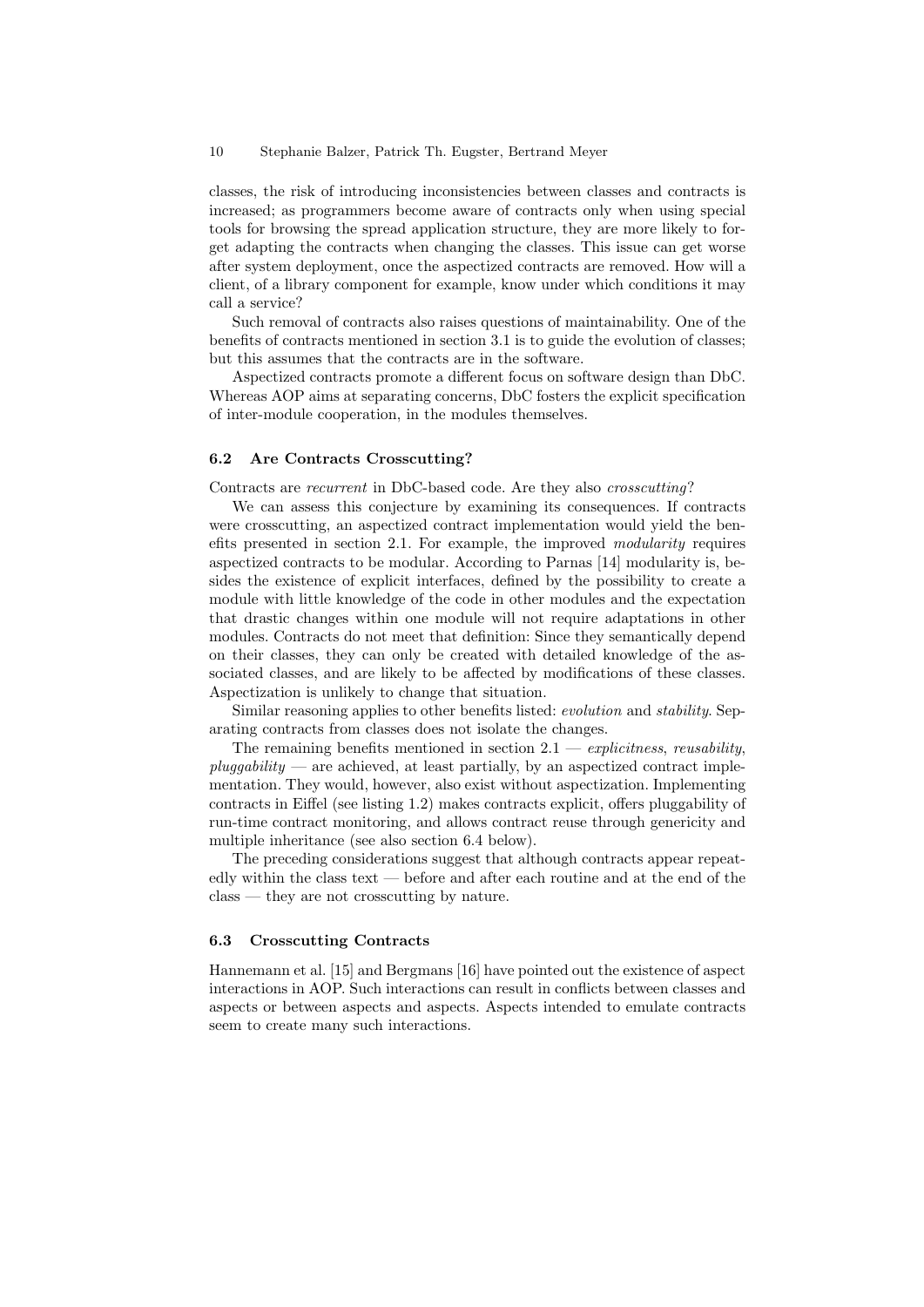classes, the risk of introducing inconsistencies between classes and contracts is increased; as programmers become aware of contracts only when using special tools for browsing the spread application structure, they are more likely to forget adapting the contracts when changing the classes. This issue can get worse after system deployment, once the aspectized contracts are removed. How will a client, of a library component for example, know under which conditions it may call a service?

Such removal of contracts also raises questions of maintainability. One of the benefits of contracts mentioned in section 3.1 is to guide the evolution of classes; but this assumes that the contracts are in the software.

Aspectized contracts promote a different focus on software design than DbC. Whereas AOP aims at separating concerns, DbC fosters the explicit specification of inter-module cooperation, in the modules themselves.

### 6.2 Are Contracts Crosscutting?

Contracts are *recurrent* in DbC-based code. Are they also *crosscutting*?

We can assess this conjecture by examining its consequences. If contracts were crosscutting, an aspectized contract implementation would yield the benefits presented in section 2.1. For example, the improved *modularity* requires aspectized contracts to be modular. According to Parnas [14] modularity is, besides the existence of explicit interfaces, defined by the possibility to create a module with little knowledge of the code in other modules and the expectation that drastic changes within one module will not require adaptations in other modules. Contracts do not meet that definition: Since they semantically depend on their classes, they can only be created with detailed knowledge of the associated classes, and are likely to be affected by modifications of these classes. Aspectization is unlikely to change that situation.

Similar reasoning applies to other benefits listed: *evolution* and *stability*. Separating contracts from classes does not isolate the changes.

The remaining benefits mentioned in section 2.1 — *explicitness*, *reusability*, *pluggability* — are achieved, at least partially, by an aspectized contract implementation. They would, however, also exist without aspectization. Implementing contracts in Eiffel (see listing 1.2) makes contracts explicit, offers pluggability of run-time contract monitoring, and allows contract reuse through genericity and multiple inheritance (see also section 6.4 below).

The preceding considerations suggest that although contracts appear repeatedly within the class text — before and after each routine and at the end of the class — they are not crosscutting by nature.

### 6.3 Crosscutting Contracts

Hannemann et al. [15] and Bergmans [16] have pointed out the existence of aspect interactions in AOP. Such interactions can result in conflicts between classes and aspects or between aspects and aspects. Aspects intended to emulate contracts seem to create many such interactions.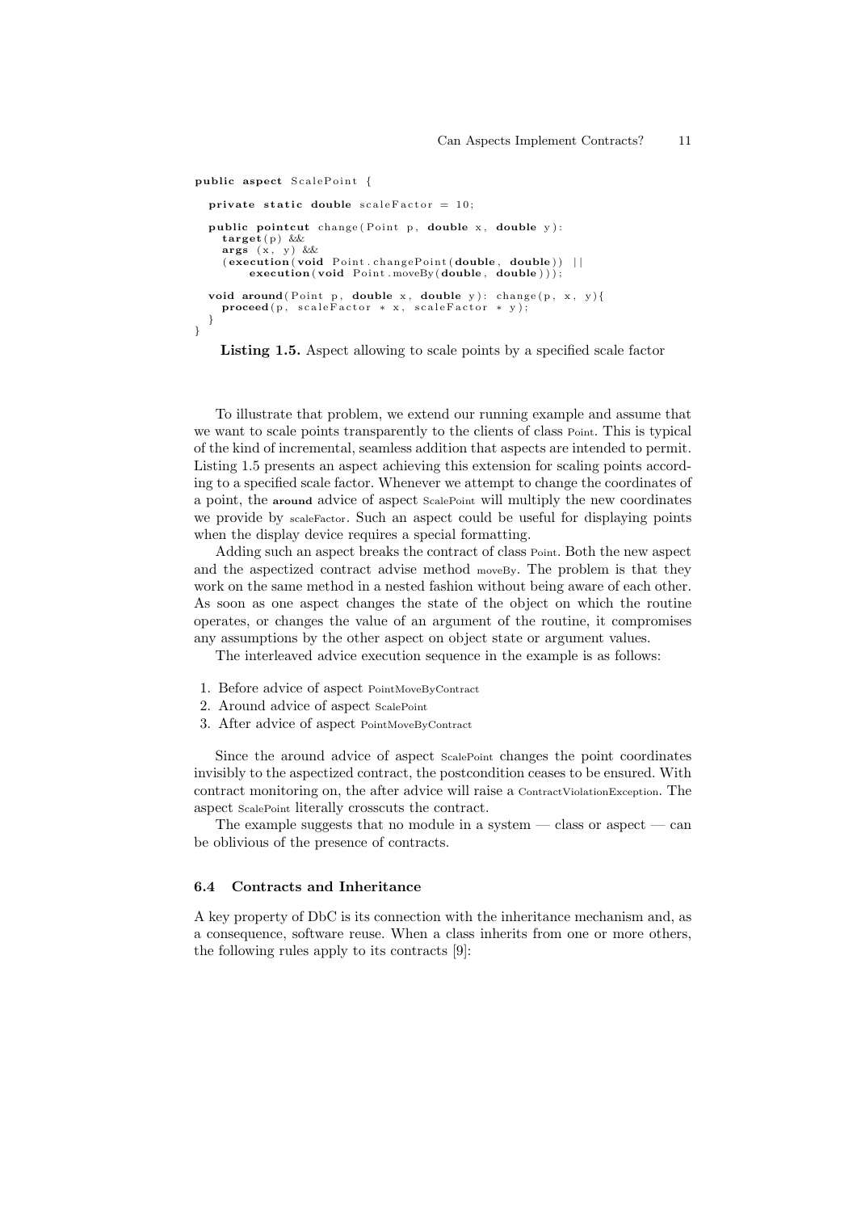```
public aspect ScalePoint {

  private static double scaleFactor = 10;

  public pointcut change(Point p, double x, double y):
    target(p) &&
    args (x, y) &&
    (execution(void Point.changePoint(double, double)) ||
        execution(void Point.moveBy(double, double)));

  void around(Point p, double x, double y): change(p, x, y){
    proceed(p, scaleFactor * x, scaleFactor * y);
  }
}
```

**Listing 1.5.** Aspect allowing to scale points by a specified scale factor

To illustrate that problem, we extend our running example and assume that we want to scale points transparently to the clients of class Point. This is typical of the kind of incremental, seamless addition that aspects are intended to permit. Listing 1.5 presents an aspect achieving this extension for scaling points according to a specified scale factor. Whenever we attempt to change the coordinates of a point, the **around** advice of aspect ScalePoint will multiply the new coordinates we provide by scaleFactor. Such an aspect could be useful for displaying points when the display device requires a special formatting.

Adding such an aspect breaks the contract of class Point. Both the new aspect and the aspectized contract advise method moveBy. The problem is that they work on the same method in a nested fashion without being aware of each other. As soon as one aspect changes the state of the object on which the routine operates, or changes the value of an argument of the routine, it compromises any assumptions by the other aspect on object state or argument values.

The interleaved advice execution sequence in the example is as follows:

1. Before advice of aspect PointMoveByContract
2. Around advice of aspect ScalePoint
3. After advice of aspect PointMoveByContract

Since the around advice of aspect ScalePoint changes the point coordinates invisibly to the aspectized contract, the postcondition ceases to be ensured. With contract monitoring on, the after advice will raise a ContractViolationException. The aspect ScalePoint literally crosscuts the contract.

The example suggests that no module in a system — class or aspect — can be oblivious of the presence of contracts.

### 6.4 Contracts and Inheritance

A key property of DbC is its connection with the inheritance mechanism and, as a consequence, software reuse. When a class inherits from one or more others, the following rules apply to its contracts [9]: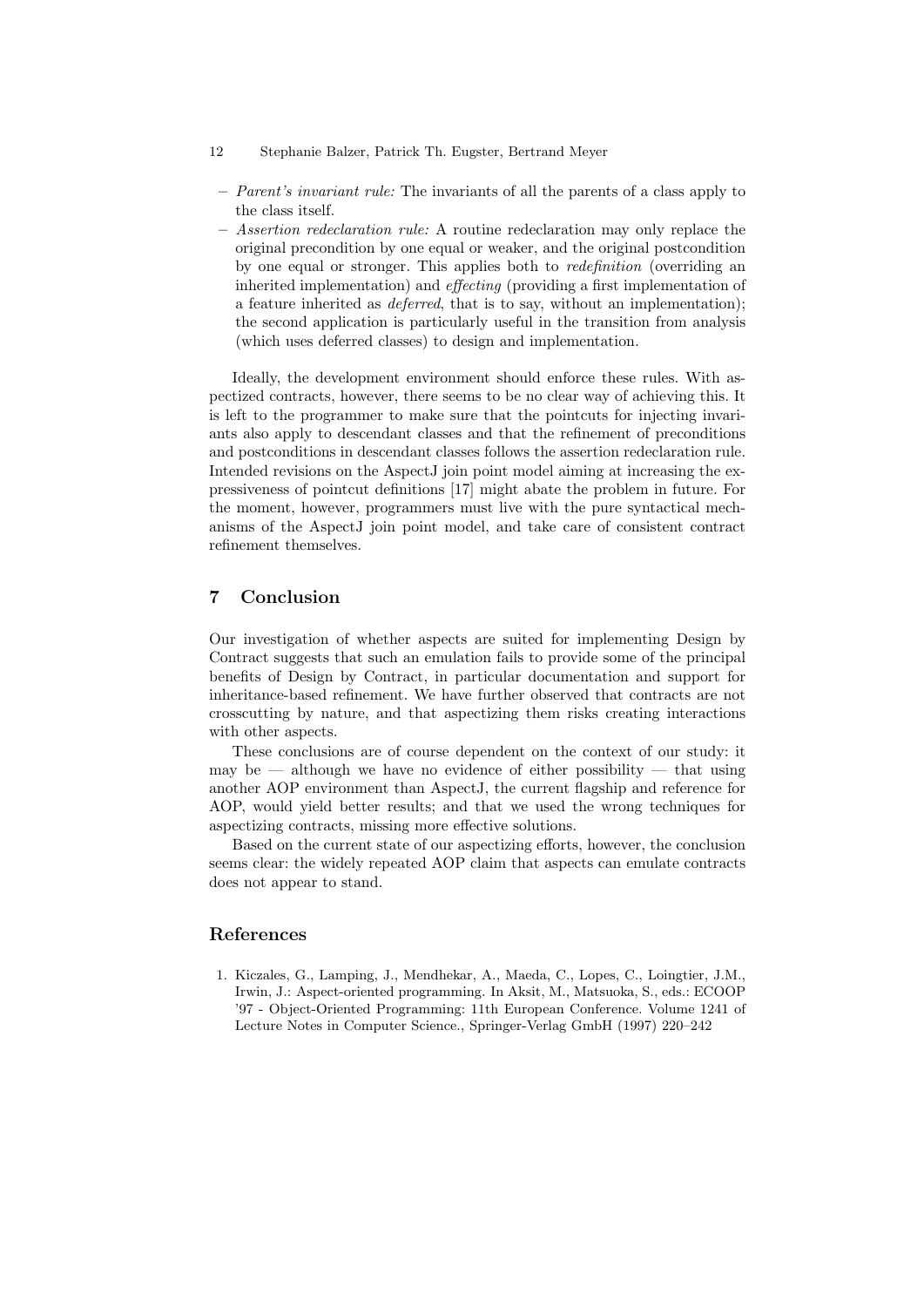- *Parent's invariant rule:* The invariants of all the parents of a class apply to the class itself.
- *Assertion redeclaration rule:* A routine redeclaration may only replace the original precondition by one equal or weaker, and the original postcondition by one equal or stronger. This applies both to *redefinition* (overriding an inherited implementation) and *effecting* (providing a first implementation of a feature inherited as *deferred*, that is to say, without an implementation); the second application is particularly useful in the transition from analysis (which uses deferred classes) to design and implementation.

Ideally, the development environment should enforce these rules. With aspectized contracts, however, there seems to be no clear way of achieving this. It is left to the programmer to make sure that the pointcuts for injecting invariants also apply to descendant classes and that the refinement of preconditions and postconditions in descendant classes follows the assertion redeclaration rule. Intended revisions on the AspectJ join point model aiming at increasing the expressiveness of pointcut definitions [17] might abate the problem in future. For the moment, however, programmers must live with the pure syntactical mechanisms of the AspectJ join point model, and take care of consistent contract refinement themselves.

## 7 Conclusion

Our investigation of whether aspects are suited for implementing Design by Contract suggests that such an emulation fails to provide some of the principal benefits of Design by Contract, in particular documentation and support for inheritance-based refinement. We have further observed that contracts are not crosscutting by nature, and that aspectizing them risks creating interactions with other aspects.

These conclusions are of course dependent on the context of our study: it may be — although we have no evidence of either possibility — that using another AOP environment than AspectJ, the current flagship and reference for AOP, would yield better results; and that we used the wrong techniques for aspectizing contracts, missing more effective solutions.

Based on the current state of our aspectizing efforts, however, the conclusion seems clear: the widely repeated AOP claim that aspects can emulate contracts does not appear to stand.

## References

1. Kiczales, G., Lamping, J., Mendhekar, A., Maeda, C., Lopes, C., Loingtier, J.M., Irwin, J.: Aspect-oriented programming. In Aksit, M., Matsuoka, S., eds.: ECOOP '97 - Object-Oriented Programming: 11th European Conference. Volume 1241 of Lecture Notes in Computer Science., Springer-Verlag GmbH (1997) 220–242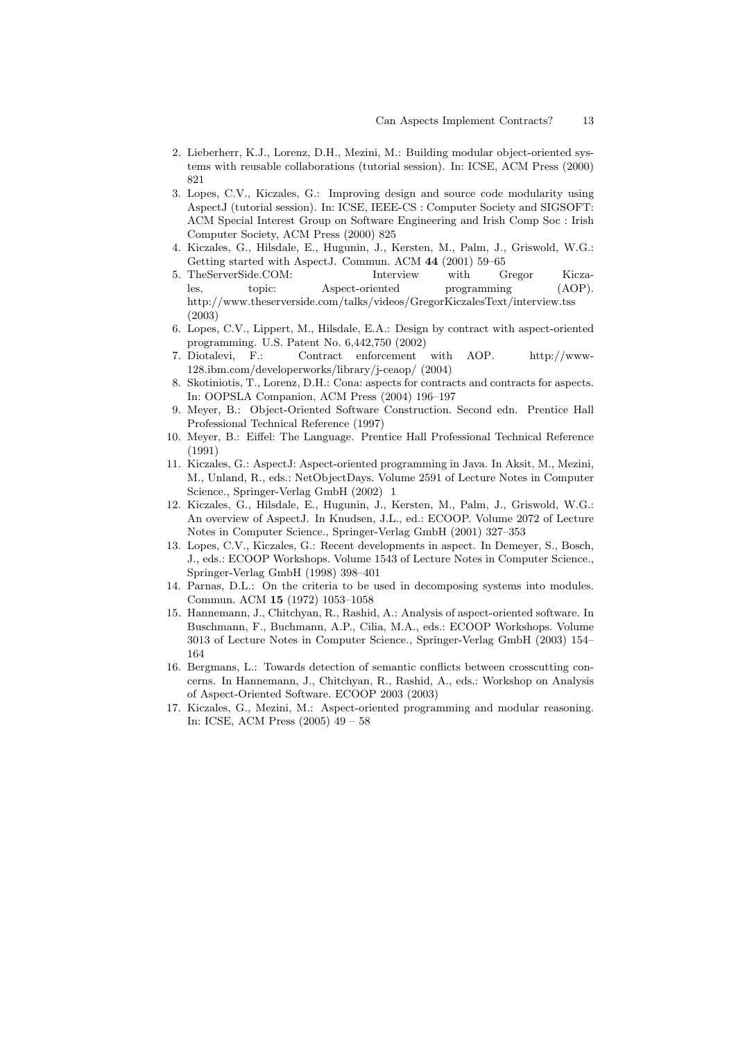2. Lieberherr, K.J., Lorenz, D.H., Mezini, M.: Building modular object-oriented systems with reusable collaborations (tutorial session). In: ICSE, ACM Press (2000) 821
3. Lopes, C.V., Kiczales, G.: Improving design and source code modularity using AspectJ (tutorial session). In: ICSE, IEEE-CS : Computer Society and SIGSOFT: ACM Special Interest Group on Software Engineering and Irish Comp Soc : Irish Computer Society, ACM Press (2000) 825
4. Kiczales, G., Hilsdale, E., Hugunin, J., Kersten, M., Palm, J., Griswold, W.G.: Getting started with AspectJ. Commun. ACM **44** (2001) 59–65
5. TheServerSide.COM: Interview with Gregor Kiczales, topic: Aspect-oriented programming (AOP). http://www.theserverside.com/talks/videos/GregorKiczalesText/interview.tss (2003)
6. Lopes, C.V., Lippert, M., Hilsdale, E.A.: Design by contract with aspect-oriented programming. U.S. Patent No. 6,442,750 (2002)
7. Diotalevi, F.: Contract enforcement with AOP. http://www-128.ibm.com/developerworks/library/j-ceaop/ (2004)
8. Skotiniotis, T., Lorenz, D.H.: Cona: aspects for contracts and contracts for aspects. In: OOPSLA Companion, ACM Press (2004) 196–197
9. Meyer, B.: Object-Oriented Software Construction. Second edn. Prentice Hall Professional Technical Reference (1997)
10. Meyer, B.: Eiffel: The Language. Prentice Hall Professional Technical Reference (1991)
11. Kiczales, G.: AspectJ: Aspect-oriented programming in Java. In Aksit, M., Mezini, M., Unland, R., eds.: NetObjectDays. Volume 2591 of Lecture Notes in Computer Science., Springer-Verlag GmbH (2002) 1
12. Kiczales, G., Hilsdale, E., Hugunin, J., Kersten, M., Palm, J., Griswold, W.G.: An overview of AspectJ. In Knudsen, J.L., ed.: ECOOP. Volume 2072 of Lecture Notes in Computer Science., Springer-Verlag GmbH (2001) 327–353
13. Lopes, C.V., Kiczales, G.: Recent developments in aspect. In Demeyer, S., Bosch, J., eds.: ECOOP Workshops. Volume 1543 of Lecture Notes in Computer Science., Springer-Verlag GmbH (1998) 398–401
14. Parnas, D.L.: On the criteria to be used in decomposing systems into modules. Commun. ACM **15** (1972) 1053–1058
15. Hannemann, J., Chitchyan, R., Rashid, A.: Analysis of aspect-oriented software. In Buschmann, F., Buchmann, A.P., Cilia, M.A., eds.: ECOOP Workshops. Volume 3013 of Lecture Notes in Computer Science., Springer-Verlag GmbH (2003) 154–164
16. Bergmans, L.: Towards detection of semantic conflicts between crosscutting concerns. In Hannemann, J., Chitchyan, R., Rashid, A., eds.: Workshop on Analysis of Aspect-Oriented Software. ECOOP 2003 (2003)
17. Kiczales, G., Mezini, M.: Aspect-oriented programming and modular reasoning. In: ICSE, ACM Press (2005) 49 – 58